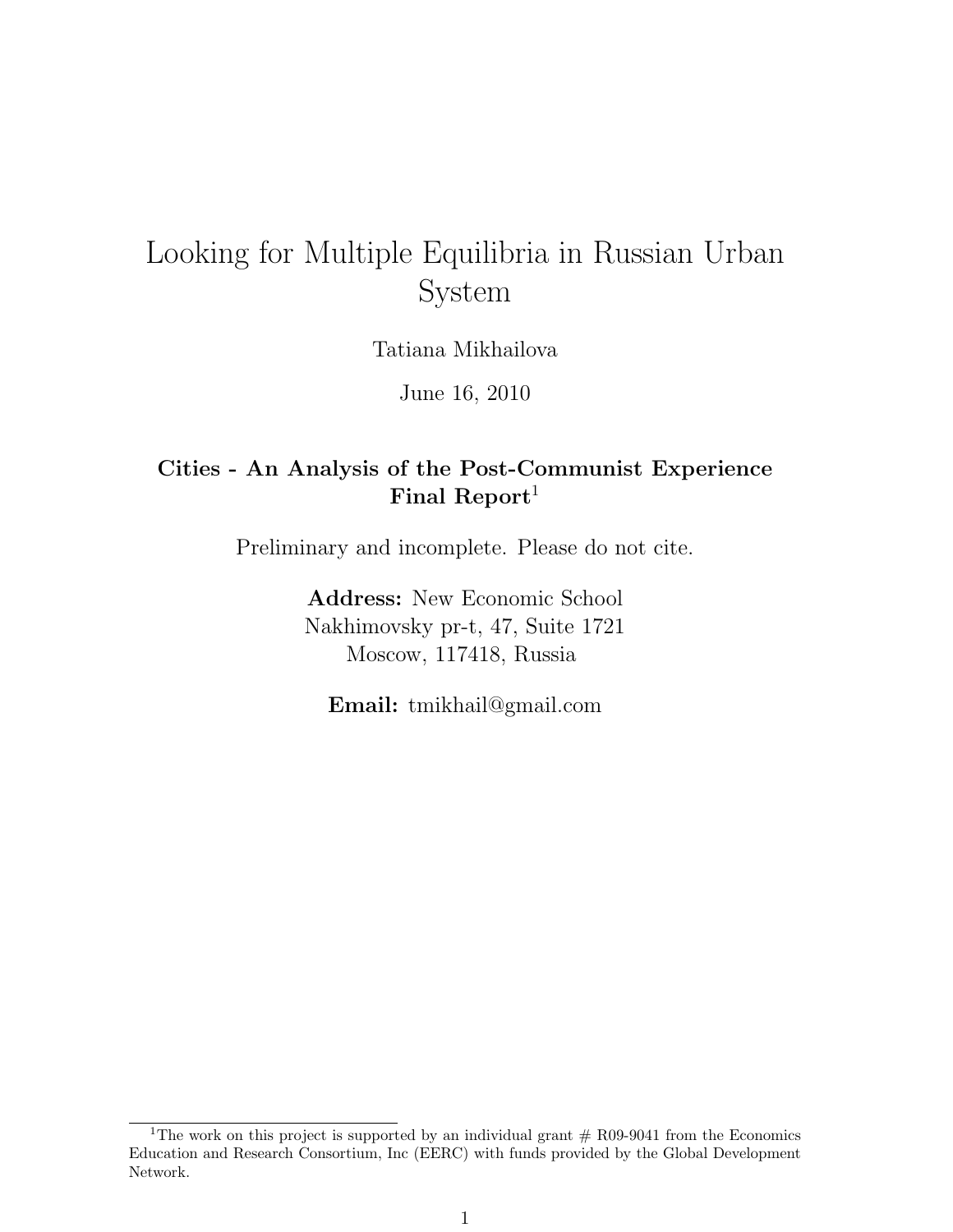# Looking for Multiple Equilibria in Russian Urban System

Tatiana Mikhailova

June 16, 2010

**Cities - An Analysis of the Post-Communist Experience Final Report**[1]

Preliminary and incomplete. Please do not cite.

**Address:** New Economic School
Nakhimovsky pr-t, 47, Suite 1721
Moscow, 117418, Russia

**Email:** tmikhail@gmail.com

[1] The work on this project is supported by an individual grant # R09-9041 from the Economics Education and Research Consortium, Inc (EERC) with funds provided by the Global Development Network.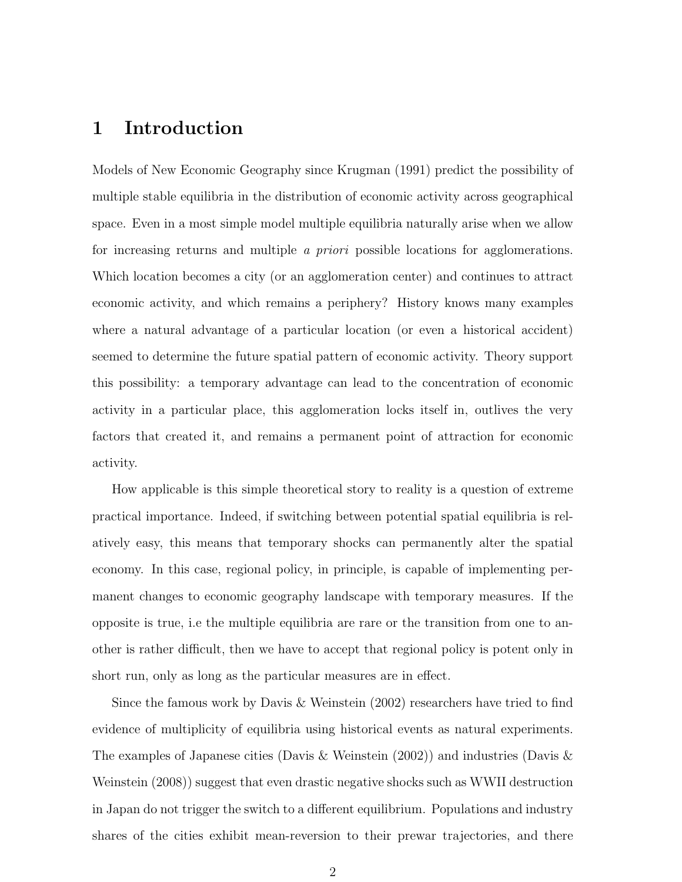# 1 Introduction

Models of New Economic Geography since Krugman (1991) predict the possibility of multiple stable equilibria in the distribution of economic activity across geographical space. Even in a most simple model multiple equilibria naturally arise when we allow for increasing returns and multiple *a priori* possible locations for agglomerations. Which location becomes a city (or an agglomeration center) and continues to attract economic activity, and which remains a periphery? History knows many examples where a natural advantage of a particular location (or even a historical accident) seemed to determine the future spatial pattern of economic activity. Theory support this possibility: a temporary advantage can lead to the concentration of economic activity in a particular place, this agglomeration locks itself in, outlives the very factors that created it, and remains a permanent point of attraction for economic activity.

How applicable is this simple theoretical story to reality is a question of extreme practical importance. Indeed, if switching between potential spatial equilibria is relatively easy, this means that temporary shocks can permanently alter the spatial economy. In this case, regional policy, in principle, is capable of implementing permanent changes to economic geography landscape with temporary measures. If the opposite is true, i.e the multiple equilibria are rare or the transition from one to another is rather difficult, then we have to accept that regional policy is potent only in short run, only as long as the particular measures are in effect.

Since the famous work by Davis & Weinstein (2002) researchers have tried to find evidence of multiplicity of equilibria using historical events as natural experiments. The examples of Japanese cities (Davis & Weinstein (2002)) and industries (Davis & Weinstein (2008)) suggest that even drastic negative shocks such as WWII destruction in Japan do not trigger the switch to a different equilibrium. Populations and industry shares of the cities exhibit mean-reversion to their prewar trajectories, and there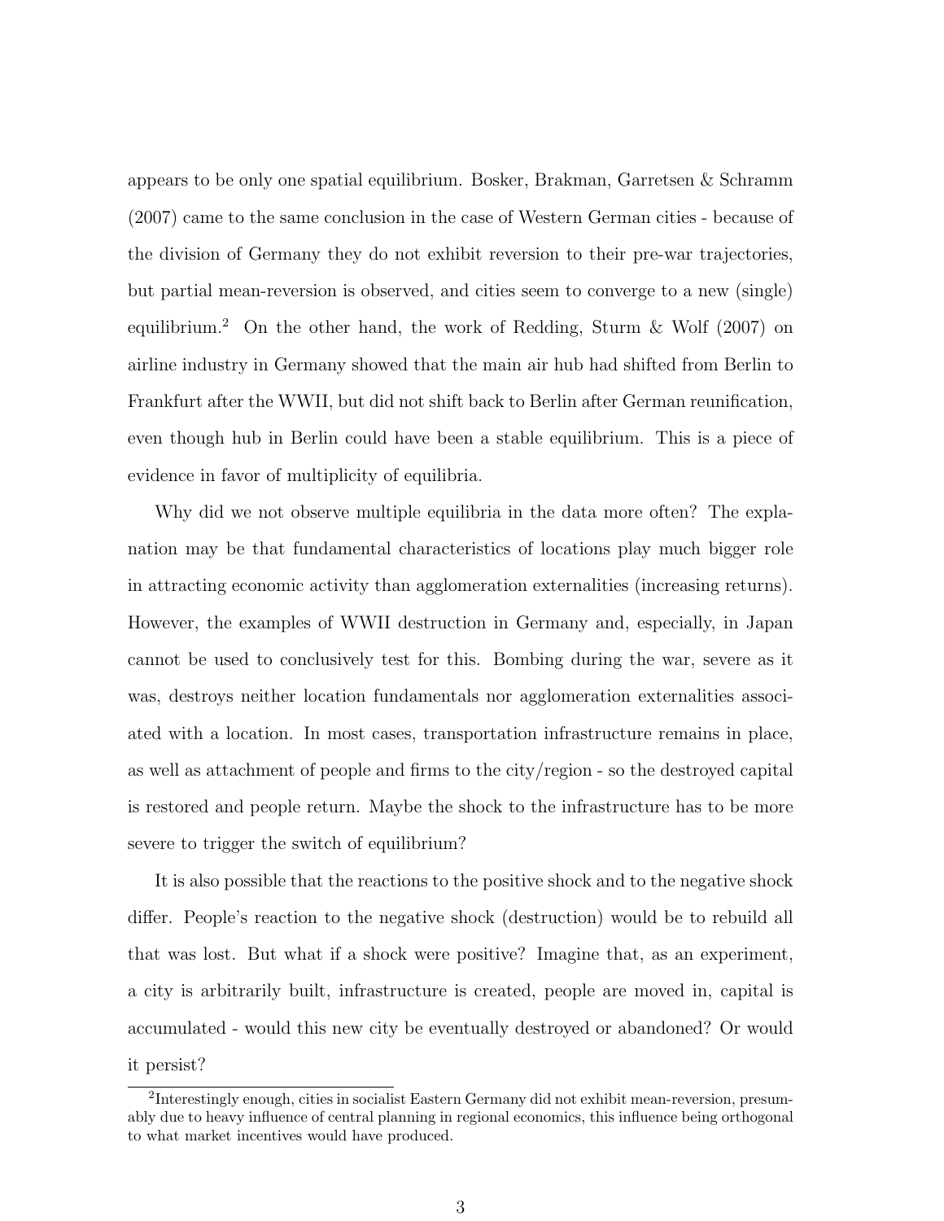appears to be only one spatial equilibrium. Bosker, Brakman, Garretsen & Schramm (2007) came to the same conclusion in the case of Western German cities - because of the division of Germany they do not exhibit reversion to their pre-war trajectories, but partial mean-reversion is observed, and cities seem to converge to a new (single) equilibrium.[2] On the other hand, the work of Redding, Sturm & Wolf (2007) on airline industry in Germany showed that the main air hub had shifted from Berlin to Frankfurt after the WWII, but did not shift back to Berlin after German reunification, even though hub in Berlin could have been a stable equilibrium. This is a piece of evidence in favor of multiplicity of equilibria.

Why did we not observe multiple equilibria in the data more often? The explanation may be that fundamental characteristics of locations play much bigger role in attracting economic activity than agglomeration externalities (increasing returns). However, the examples of WWII destruction in Germany and, especially, in Japan cannot be used to conclusively test for this. Bombing during the war, severe as it was, destroys neither location fundamentals nor agglomeration externalities associated with a location. In most cases, transportation infrastructure remains in place, as well as attachment of people and firms to the city/region - so the destroyed capital is restored and people return. Maybe the shock to the infrastructure has to be more severe to trigger the switch of equilibrium?

It is also possible that the reactions to the positive shock and to the negative shock differ. People's reaction to the negative shock (destruction) would be to rebuild all that was lost. But what if a shock were positive? Imagine that, as an experiment, a city is arbitrarily built, infrastructure is created, people are moved in, capital is accumulated - would this new city be eventually destroyed or abandoned? Or would it persist?

[2] Interestingly enough, cities in socialist Eastern Germany did not exhibit mean-reversion, presumably due to heavy influence of central planning in regional economics, this influence being orthogonal to what market incentives would have produced.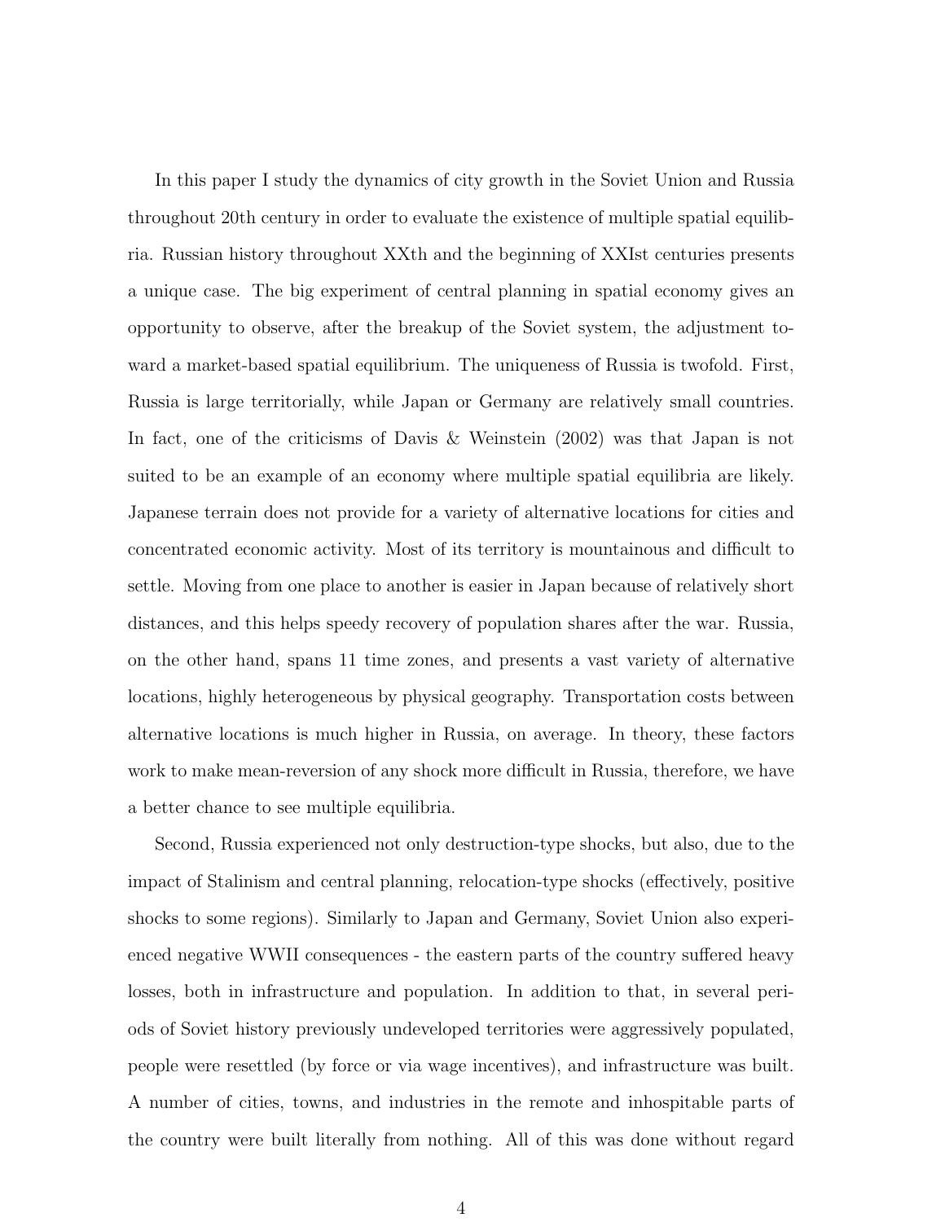In this paper I study the dynamics of city growth in the Soviet Union and Russia throughout 20th century in order to evaluate the existence of multiple spatial equilibria. Russian history throughout XXth and the beginning of XXIst centuries presents a unique case. The big experiment of central planning in spatial economy gives an opportunity to observe, after the breakup of the Soviet system, the adjustment toward a market-based spatial equilibrium. The uniqueness of Russia is twofold. First, Russia is large territorially, while Japan or Germany are relatively small countries. In fact, one of the criticisms of Davis & Weinstein (2002) was that Japan is not suited to be an example of an economy where multiple spatial equilibria are likely. Japanese terrain does not provide for a variety of alternative locations for cities and concentrated economic activity. Most of its territory is mountainous and difficult to settle. Moving from one place to another is easier in Japan because of relatively short distances, and this helps speedy recovery of population shares after the war. Russia, on the other hand, spans 11 time zones, and presents a vast variety of alternative locations, highly heterogeneous by physical geography. Transportation costs between alternative locations is much higher in Russia, on average. In theory, these factors work to make mean-reversion of any shock more difficult in Russia, therefore, we have a better chance to see multiple equilibria.

Second, Russia experienced not only destruction-type shocks, but also, due to the impact of Stalinism and central planning, relocation-type shocks (effectively, positive shocks to some regions). Similarly to Japan and Germany, Soviet Union also experienced negative WWII consequences - the eastern parts of the country suffered heavy losses, both in infrastructure and population. In addition to that, in several periods of Soviet history previously undeveloped territories were aggressively populated, people were resettled (by force or via wage incentives), and infrastructure was built. A number of cities, towns, and industries in the remote and inhospitable parts of the country were built literally from nothing. All of this was done without regard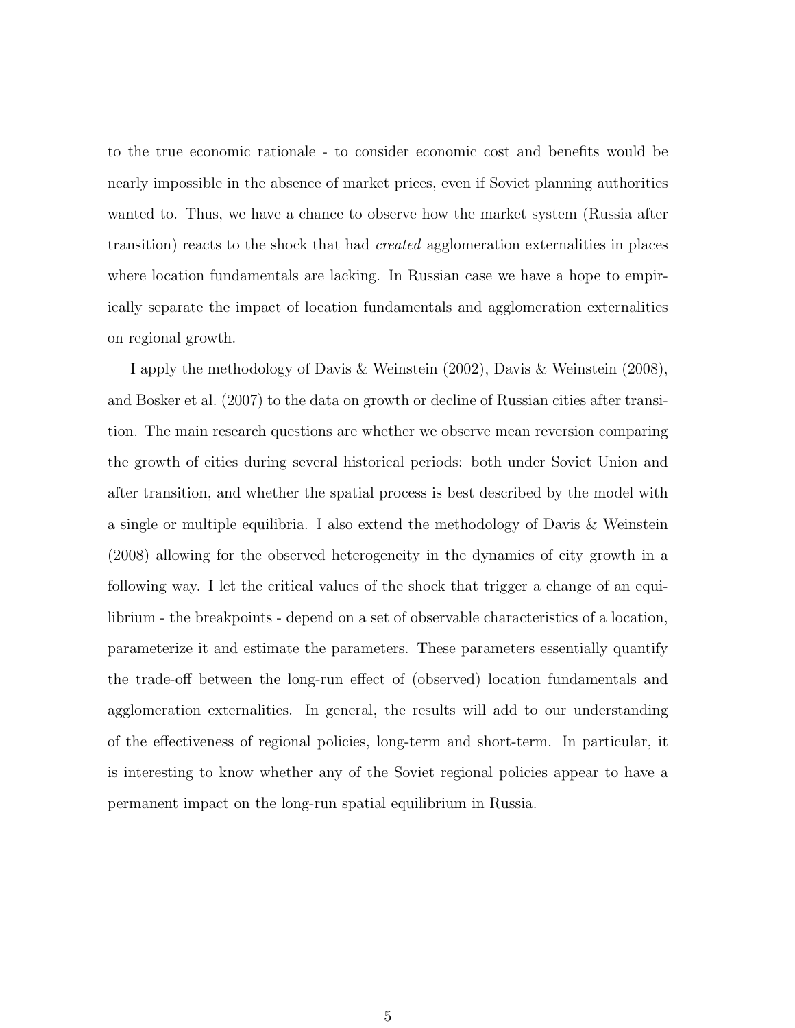to the true economic rationale - to consider economic cost and benefits would be nearly impossible in the absence of market prices, even if Soviet planning authorities wanted to. Thus, we have a chance to observe how the market system (Russia after transition) reacts to the shock that had *created* agglomeration externalities in places where location fundamentals are lacking. In Russian case we have a hope to empirically separate the impact of location fundamentals and agglomeration externalities on regional growth.

I apply the methodology of Davis & Weinstein (2002), Davis & Weinstein (2008), and Bosker et al. (2007) to the data on growth or decline of Russian cities after transition. The main research questions are whether we observe mean reversion comparing the growth of cities during several historical periods: both under Soviet Union and after transition, and whether the spatial process is best described by the model with a single or multiple equilibria. I also extend the methodology of Davis & Weinstein (2008) allowing for the observed heterogeneity in the dynamics of city growth in a following way. I let the critical values of the shock that trigger a change of an equilibrium - the breakpoints - depend on a set of observable characteristics of a location, parameterize it and estimate the parameters. These parameters essentially quantify the trade-off between the long-run effect of (observed) location fundamentals and agglomeration externalities. In general, the results will add to our understanding of the effectiveness of regional policies, long-term and short-term. In particular, it is interesting to know whether any of the Soviet regional policies appear to have a permanent impact on the long-run spatial equilibrium in Russia.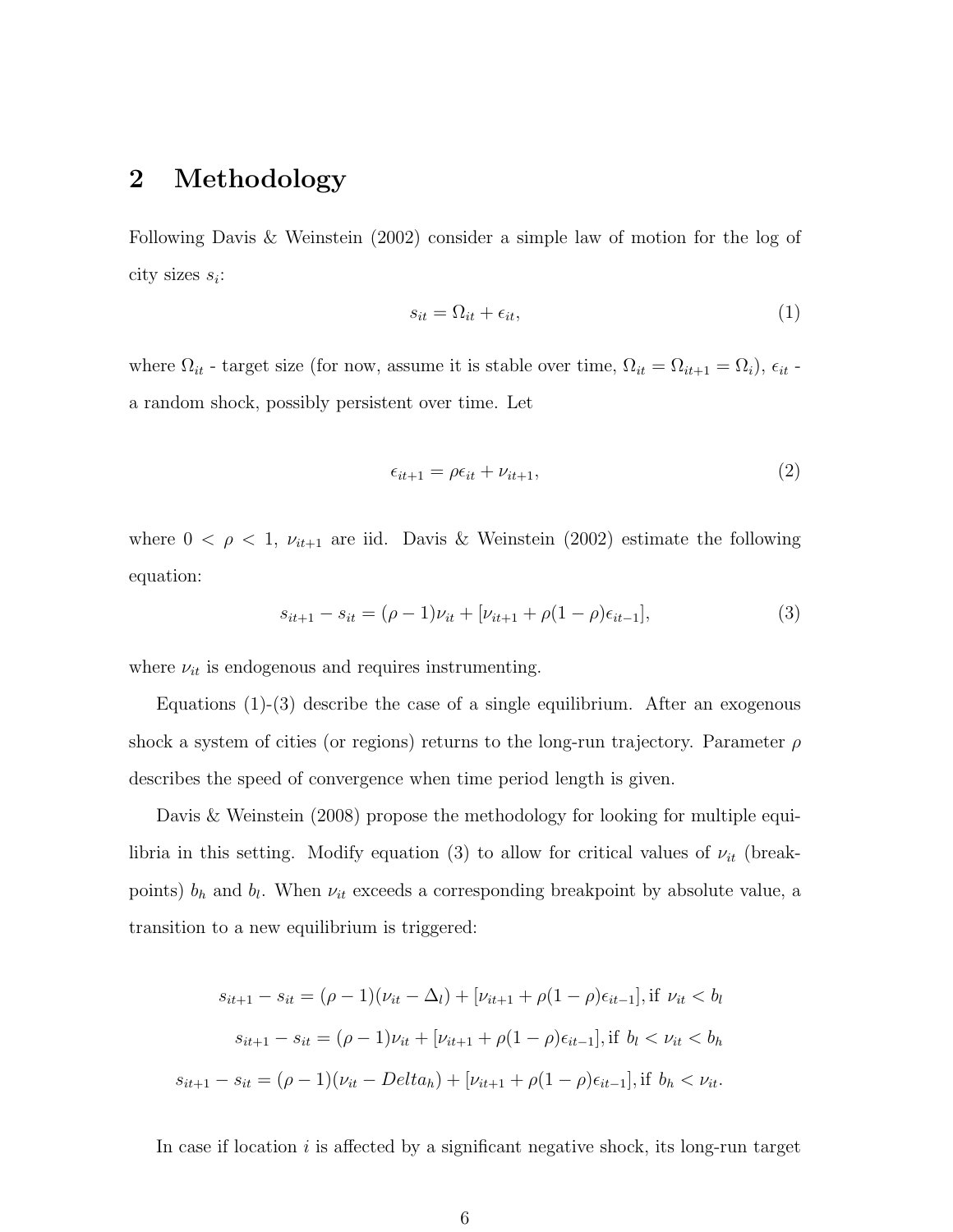## 2 Methodology

Following Davis & Weinstein (2002) consider a simple law of motion for the log of city sizes $s_i$:

$$s_{it} = \Omega_{it} + \epsilon_{it}, \tag{1}$$

where $\Omega_{it}$ - target size (for now, assume it is stable over time, $\Omega_{it} = \Omega_{it+1} = \Omega_i$), $\epsilon_{it}$ - a random shock, possibly persistent over time. Let

$$\epsilon_{it+1} = \rho \epsilon_{it} + \nu_{it+1}, \tag{2}$$

where $0 < \rho < 1$, $\nu_{it+1}$ are iid. Davis & Weinstein (2002) estimate the following equation:

$$s_{it+1} - s_{it} = (\rho - 1)\nu_{it} + [\nu_{it+1} + \rho(1-\rho)\epsilon_{it-1}], \tag{3}$$

where $\nu_{it}$ is endogenous and requires instrumenting.

Equations (1)-(3) describe the case of a single equilibrium. After an exogenous shock a system of cities (or regions) returns to the long-run trajectory. Parameter $\rho$ describes the speed of convergence when time period length is given.

Davis & Weinstein (2008) propose the methodology for looking for multiple equilibria in this setting. Modify equation (3) to allow for critical values of $\nu_{it}$ (breakpoints) $b_h$ and $b_l$. When $\nu_{it}$ exceeds a corresponding breakpoint by absolute value, a transition to a new equilibrium is triggered:

$$s_{it+1} - s_{it} = (\rho - 1)(\nu_{it} - \Delta_l) + [\nu_{it+1} + \rho(1-\rho)\epsilon_{it-1}], \text{if } \nu_{it} < b_l$$

$$s_{it+1} - s_{it} = (\rho - 1)\nu_{it} + [\nu_{it+1} + \rho(1-\rho)\epsilon_{it-1}], \text{if } b_l < \nu_{it} < b_h$$

$$s_{it+1} - s_{it} = (\rho - 1)(\nu_{it} - Delta_h) + [\nu_{it+1} + \rho(1-\rho)\epsilon_{it-1}], \text{if } b_h < \nu_{it}.$$

In case if location $i$ is affected by a significant negative shock, its long-run target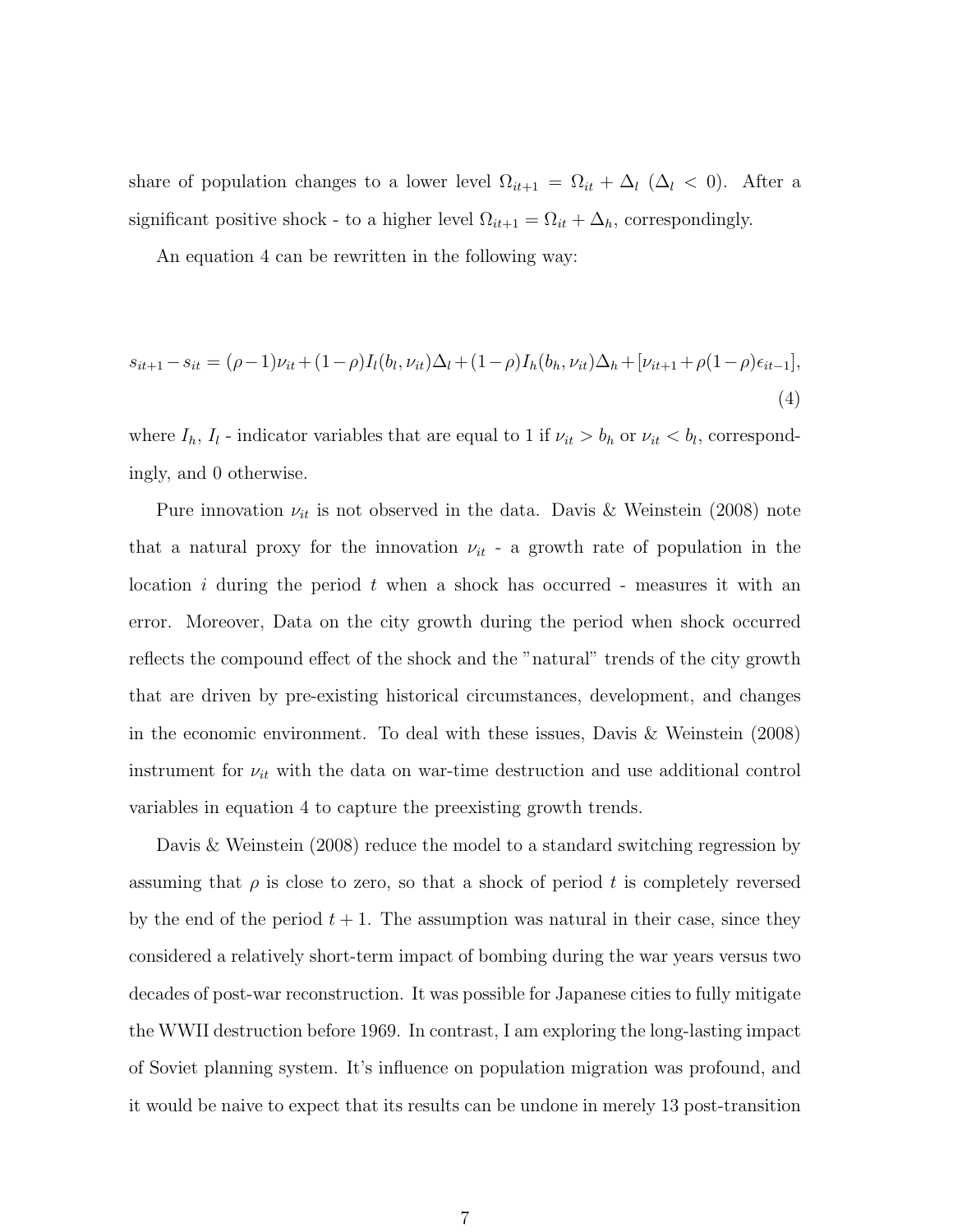share of population changes to a lower level $\Omega_{it+1} = \Omega_{it} + \Delta_l$ ($\Delta_l < 0$). After a significant positive shock - to a higher level $\Omega_{it+1} = \Omega_{it} + \Delta_h$, correspondingly.

An equation 4 can be rewritten in the following way:

$$s_{it+1} - s_{it} = (\rho - 1)\nu_{it} + (1-\rho)I_l(b_l, \nu_{it})\Delta_l + (1-\rho)I_h(b_h, \nu_{it})\Delta_h + [\nu_{it+1} + \rho(1-\rho)\epsilon_{it-1}], \tag{4}$$

where $I_h$, $I_l$ - indicator variables that are equal to 1 if $\nu_{it} > b_h$ or $\nu_{it} < b_l$, correspondingly, and 0 otherwise.

Pure innovation $\nu_{it}$ is not observed in the data. Davis & Weinstein (2008) note that a natural proxy for the innovation $\nu_{it}$ - a growth rate of population in the location $i$ during the period $t$ when a shock has occurred - measures it with an error. Moreover, Data on the city growth during the period when shock occurred reflects the compound effect of the shock and the "natural" trends of the city growth that are driven by pre-existing historical circumstances, development, and changes in the economic environment. To deal with these issues, Davis & Weinstein (2008) instrument for $\nu_{it}$ with the data on war-time destruction and use additional control variables in equation 4 to capture the preexisting growth trends.

Davis & Weinstein (2008) reduce the model to a standard switching regression by assuming that $\rho$ is close to zero, so that a shock of period $t$ is completely reversed by the end of the period $t+1$. The assumption was natural in their case, since they considered a relatively short-term impact of bombing during the war years versus two decades of post-war reconstruction. It was possible for Japanese cities to fully mitigate the WWII destruction before 1969. In contrast, I am exploring the long-lasting impact of Soviet planning system. It's influence on population migration was profound, and it would be naive to expect that its results can be undone in merely 13 post-transition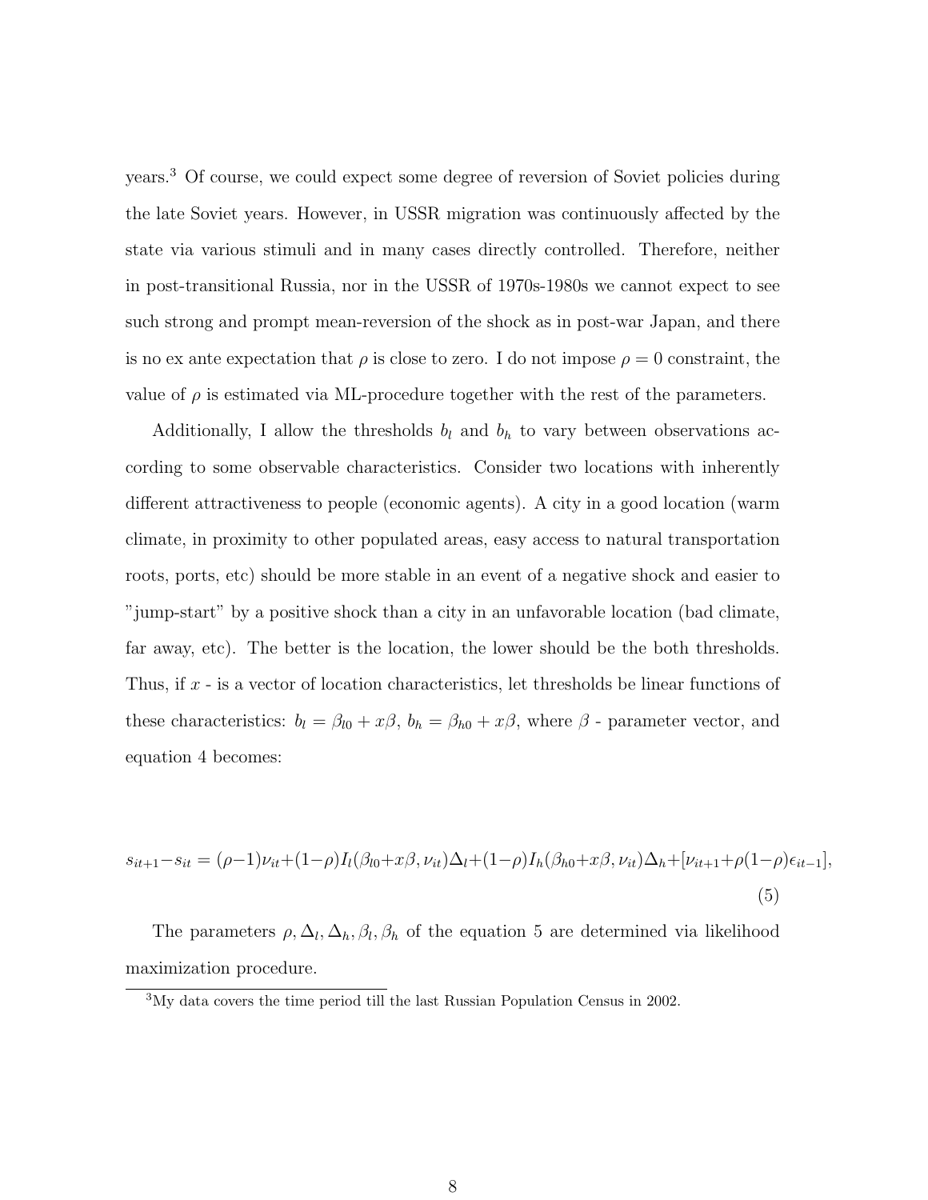years.[3] Of course, we could expect some degree of reversion of Soviet policies during the late Soviet years. However, in USSR migration was continuously affected by the state via various stimuli and in many cases directly controlled. Therefore, neither in post-transitional Russia, nor in the USSR of 1970s-1980s we cannot expect to see such strong and prompt mean-reversion of the shock as in post-war Japan, and there is no ex ante expectation that $\rho$ is close to zero. I do not impose $\rho = 0$ constraint, the value of $\rho$ is estimated via ML-procedure together with the rest of the parameters.

Additionally, I allow the thresholds $b_l$ and $b_h$ to vary between observations according to some observable characteristics. Consider two locations with inherently different attractiveness to people (economic agents). A city in a good location (warm climate, in proximity to other populated areas, easy access to natural transportation roots, ports, etc) should be more stable in an event of a negative shock and easier to "jump-start" by a positive shock than a city in an unfavorable location (bad climate, far away, etc). The better is the location, the lower should be the both thresholds. Thus, if $x$ - is a vector of location characteristics, let thresholds be linear functions of these characteristics: $b_l = \beta_{l0} + x\beta$, $b_h = \beta_{h0} + x\beta$, where $\beta$ - parameter vector, and equation 4 becomes:

$$s_{it+1} - s_{it} = (\rho-1)\nu_{it} + (1-\rho)I_l(\beta_{l0}+x\beta, \nu_{it})\Delta_l + (1-\rho)I_h(\beta_{h0}+x\beta, \nu_{it})\Delta_h + [\nu_{it+1} + \rho(1-\rho)\epsilon_{it-1}], \quad (5)$$

The parameters $\rho, \Delta_l, \Delta_h, \beta_l, \beta_h$ of the equation 5 are determined via likelihood maximization procedure.

[3] My data covers the time period till the last Russian Population Census in 2002.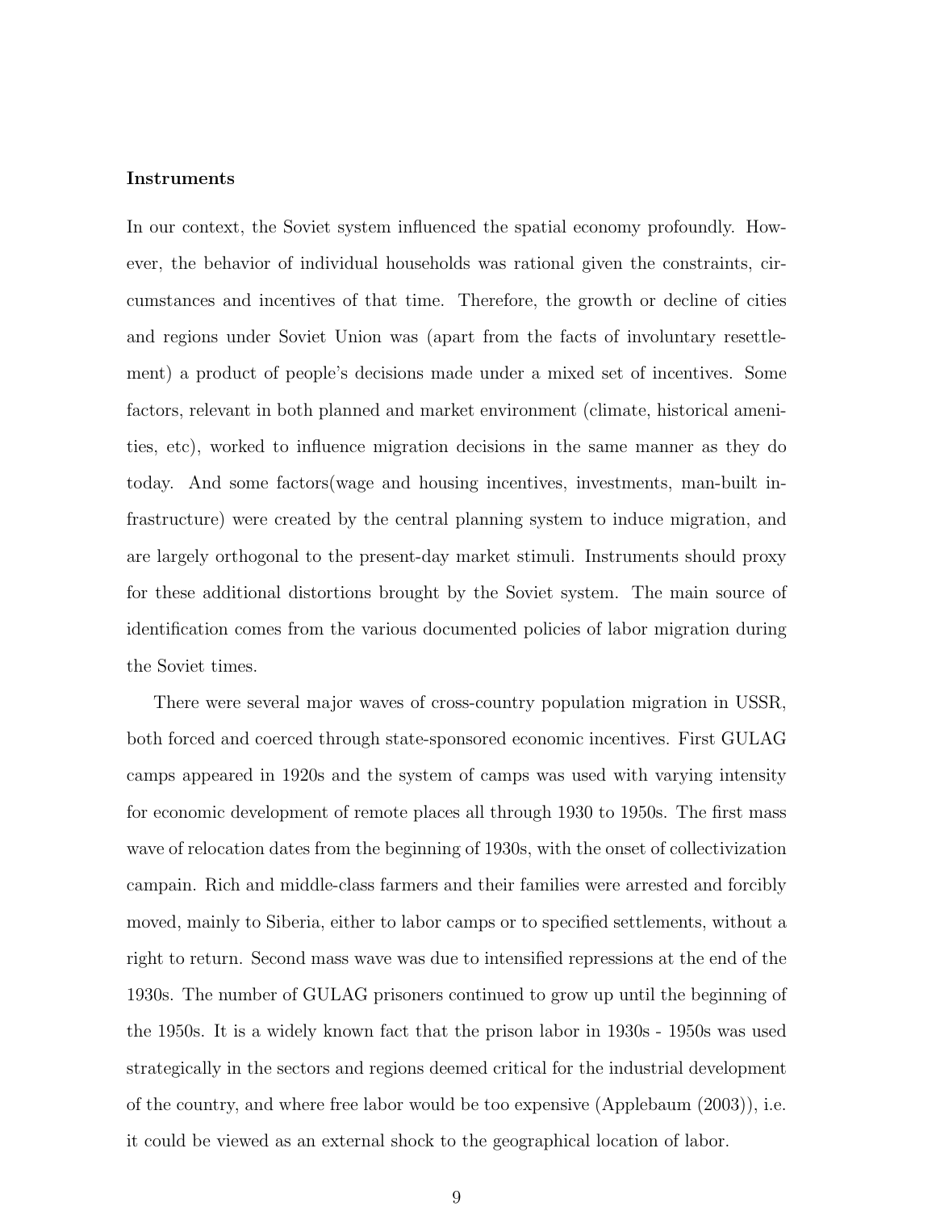**Instruments**

In our context, the Soviet system influenced the spatial economy profoundly. However, the behavior of individual households was rational given the constraints, circumstances and incentives of that time. Therefore, the growth or decline of cities and regions under Soviet Union was (apart from the facts of involuntary resettlement) a product of people's decisions made under a mixed set of incentives. Some factors, relevant in both planned and market environment (climate, historical amenities, etc), worked to influence migration decisions in the same manner as they do today. And some factors(wage and housing incentives, investments, man-built infrastructure) were created by the central planning system to induce migration, and are largely orthogonal to the present-day market stimuli. Instruments should proxy for these additional distortions brought by the Soviet system. The main source of identification comes from the various documented policies of labor migration during the Soviet times.

There were several major waves of cross-country population migration in USSR, both forced and coerced through state-sponsored economic incentives. First GULAG camps appeared in 1920s and the system of camps was used with varying intensity for economic development of remote places all through 1930 to 1950s. The first mass wave of relocation dates from the beginning of 1930s, with the onset of collectivization campain. Rich and middle-class farmers and their families were arrested and forcibly moved, mainly to Siberia, either to labor camps or to specified settlements, without a right to return. Second mass wave was due to intensified repressions at the end of the 1930s. The number of GULAG prisoners continued to grow up until the beginning of the 1950s. It is a widely known fact that the prison labor in 1930s - 1950s was used strategically in the sectors and regions deemed critical for the industrial development of the country, and where free labor would be too expensive (Applebaum (2003)), i.e. it could be viewed as an external shock to the geographical location of labor.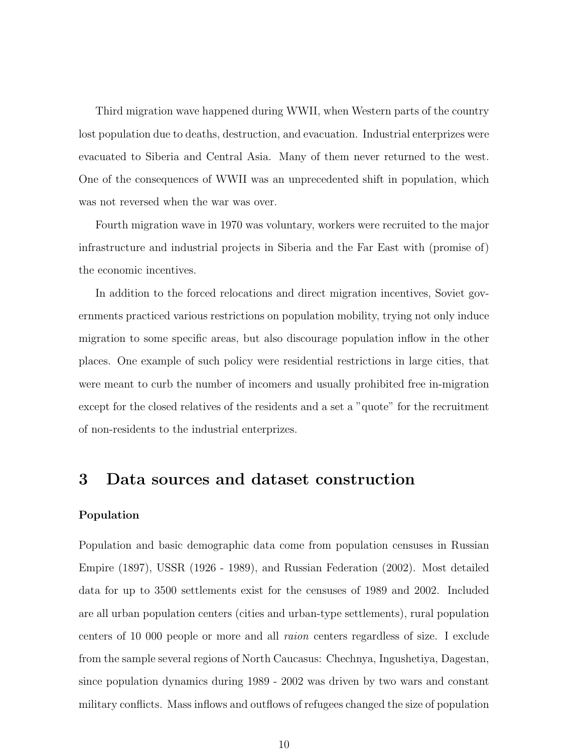Third migration wave happened during WWII, when Western parts of the country lost population due to deaths, destruction, and evacuation. Industrial enterprizes were evacuated to Siberia and Central Asia. Many of them never returned to the west. One of the consequences of WWII was an unprecedented shift in population, which was not reversed when the war was over.

Fourth migration wave in 1970 was voluntary, workers were recruited to the major infrastructure and industrial projects in Siberia and the Far East with (promise of) the economic incentives.

In addition to the forced relocations and direct migration incentives, Soviet governments practiced various restrictions on population mobility, trying not only induce migration to some specific areas, but also discourage population inflow in the other places. One example of such policy were residential restrictions in large cities, that were meant to curb the number of incomers and usually prohibited free in-migration except for the closed relatives of the residents and a set a "quote" for the recruitment of non-residents to the industrial enterprizes.

## 3 Data sources and dataset construction

### Population

Population and basic demographic data come from population censuses in Russian Empire (1897), USSR (1926 - 1989), and Russian Federation (2002). Most detailed data for up to 3500 settlements exist for the censuses of 1989 and 2002. Included are all urban population centers (cities and urban-type settlements), rural population centers of 10 000 people or more and all *raion* centers regardless of size. I exclude from the sample several regions of North Caucasus: Chechnya, Ingushetiya, Dagestan, since population dynamics during 1989 - 2002 was driven by two wars and constant military conflicts. Mass inflows and outflows of refugees changed the size of population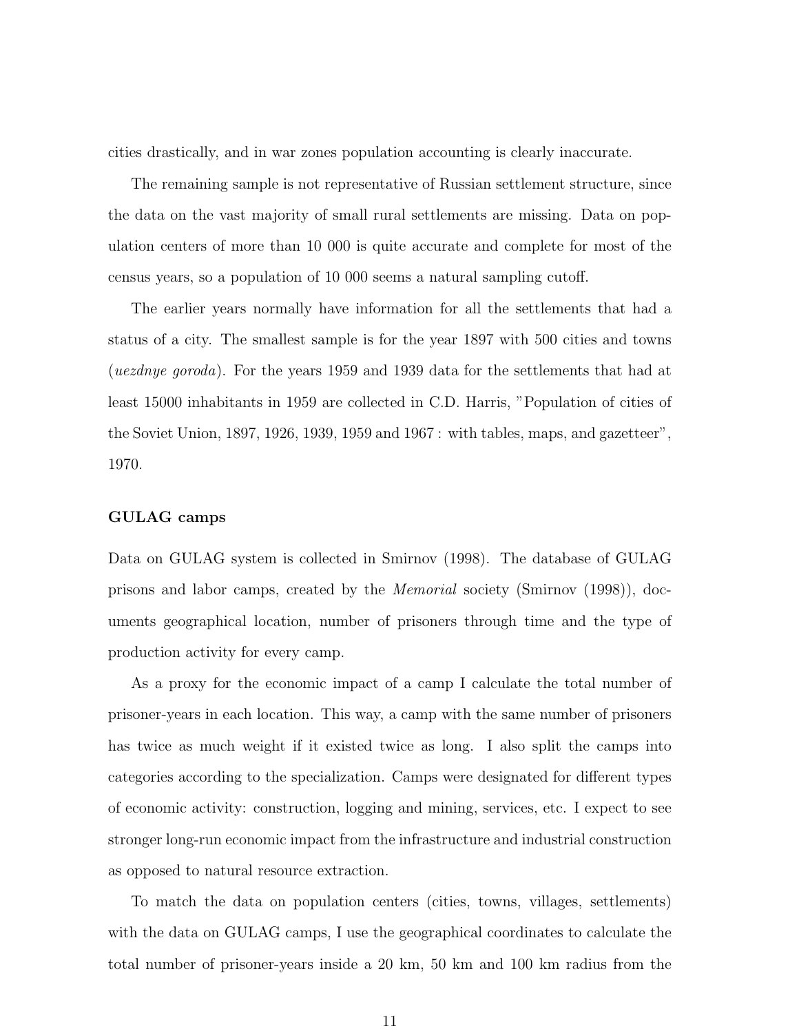cities drastically, and in war zones population accounting is clearly inaccurate.

The remaining sample is not representative of Russian settlement structure, since the data on the vast majority of small rural settlements are missing. Data on population centers of more than 10 000 is quite accurate and complete for most of the census years, so a population of 10 000 seems a natural sampling cutoff.

The earlier years normally have information for all the settlements that had a status of a city. The smallest sample is for the year 1897 with 500 cities and towns (*uezdnye goroda*). For the years 1959 and 1939 data for the settlements that had at least 15000 inhabitants in 1959 are collected in C.D. Harris, "Population of cities of the Soviet Union, 1897, 1926, 1939, 1959 and 1967 : with tables, maps, and gazetteer", 1970.

### GULAG camps

Data on GULAG system is collected in Smirnov (1998). The database of GULAG prisons and labor camps, created by the *Memorial* society (Smirnov (1998)), documents geographical location, number of prisoners through time and the type of production activity for every camp.

As a proxy for the economic impact of a camp I calculate the total number of prisoner-years in each location. This way, a camp with the same number of prisoners has twice as much weight if it existed twice as long. I also split the camps into categories according to the specialization. Camps were designated for different types of economic activity: construction, logging and mining, services, etc. I expect to see stronger long-run economic impact from the infrastructure and industrial construction as opposed to natural resource extraction.

To match the data on population centers (cities, towns, villages, settlements) with the data on GULAG camps, I use the geographical coordinates to calculate the total number of prisoner-years inside a 20 km, 50 km and 100 km radius from the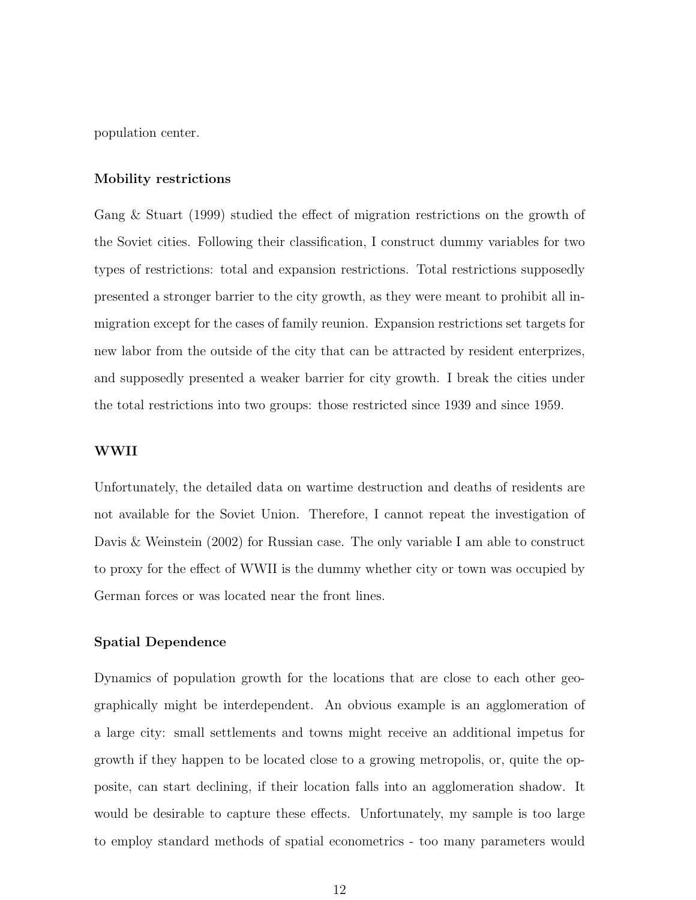population center.

### Mobility restrictions

Gang & Stuart (1999) studied the effect of migration restrictions on the growth of the Soviet cities. Following their classification, I construct dummy variables for two types of restrictions: total and expansion restrictions. Total restrictions supposedly presented a stronger barrier to the city growth, as they were meant to prohibit all in-migration except for the cases of family reunion. Expansion restrictions set targets for new labor from the outside of the city that can be attracted by resident enterprizes, and supposedly presented a weaker barrier for city growth. I break the cities under the total restrictions into two groups: those restricted since 1939 and since 1959.

### WWII

Unfortunately, the detailed data on wartime destruction and deaths of residents are not available for the Soviet Union. Therefore, I cannot repeat the investigation of Davis & Weinstein (2002) for Russian case. The only variable I am able to construct to proxy for the effect of WWII is the dummy whether city or town was occupied by German forces or was located near the front lines.

### Spatial Dependence

Dynamics of population growth for the locations that are close to each other geographically might be interdependent. An obvious example is an agglomeration of a large city: small settlements and towns might receive an additional impetus for growth if they happen to be located close to a growing metropolis, or, quite the opposite, can start declining, if their location falls into an agglomeration shadow. It would be desirable to capture these effects. Unfortunately, my sample is too large to employ standard methods of spatial econometrics - too many parameters would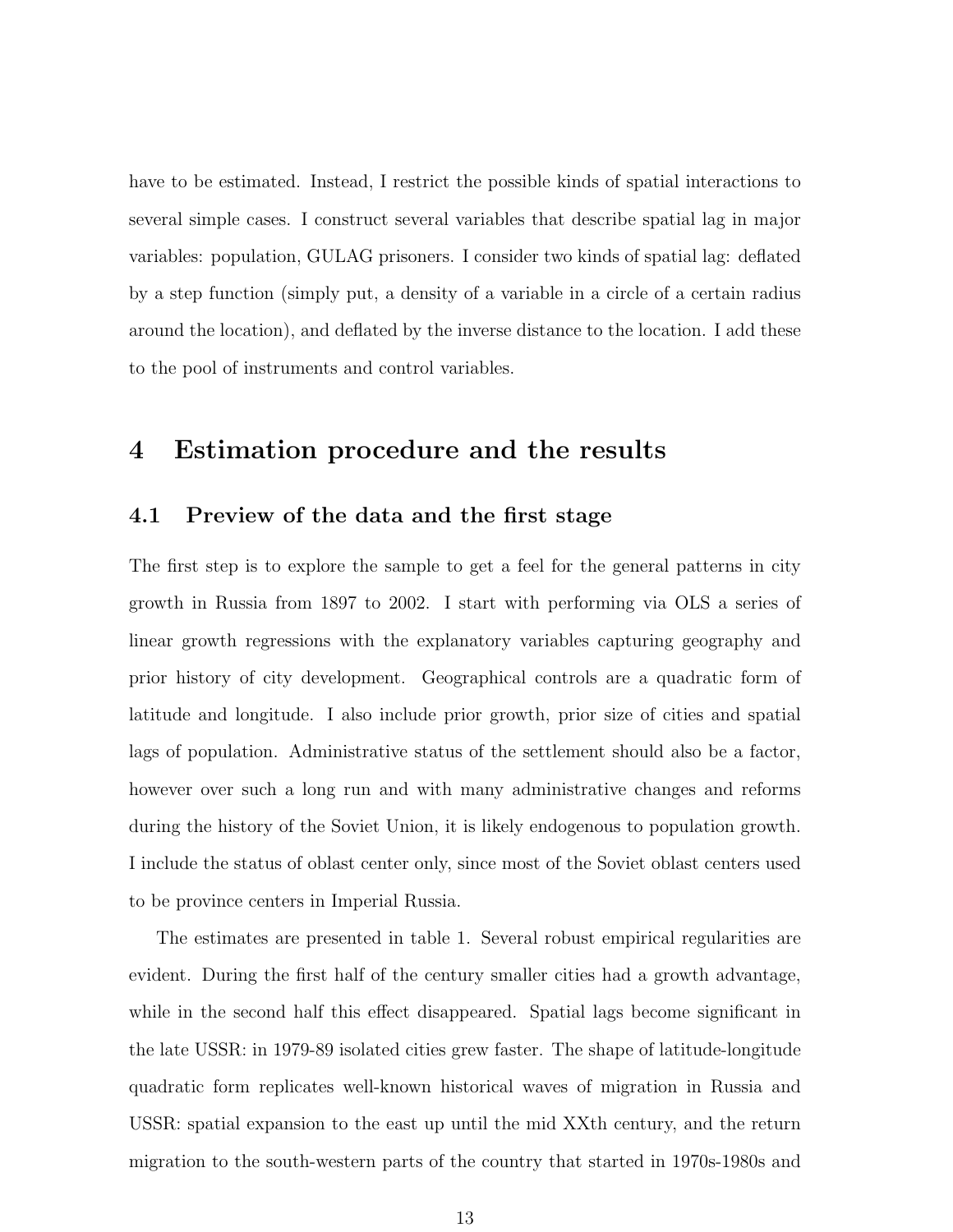have to be estimated. Instead, I restrict the possible kinds of spatial interactions to several simple cases. I construct several variables that describe spatial lag in major variables: population, GULAG prisoners. I consider two kinds of spatial lag: deflated by a step function (simply put, a density of a variable in a circle of a certain radius around the location), and deflated by the inverse distance to the location. I add these to the pool of instruments and control variables.

## 4 Estimation procedure and the results

### 4.1 Preview of the data and the first stage

The first step is to explore the sample to get a feel for the general patterns in city growth in Russia from 1897 to 2002. I start with performing via OLS a series of linear growth regressions with the explanatory variables capturing geography and prior history of city development. Geographical controls are a quadratic form of latitude and longitude. I also include prior growth, prior size of cities and spatial lags of population. Administrative status of the settlement should also be a factor, however over such a long run and with many administrative changes and reforms during the history of the Soviet Union, it is likely endogenous to population growth. I include the status of oblast center only, since most of the Soviet oblast centers used to be province centers in Imperial Russia.

The estimates are presented in table 1. Several robust empirical regularities are evident. During the first half of the century smaller cities had a growth advantage, while in the second half this effect disappeared. Spatial lags become significant in the late USSR: in 1979-89 isolated cities grew faster. The shape of latitude-longitude quadratic form replicates well-known historical waves of migration in Russia and USSR: spatial expansion to the east up until the mid XXth century, and the return migration to the south-western parts of the country that started in 1970s-1980s and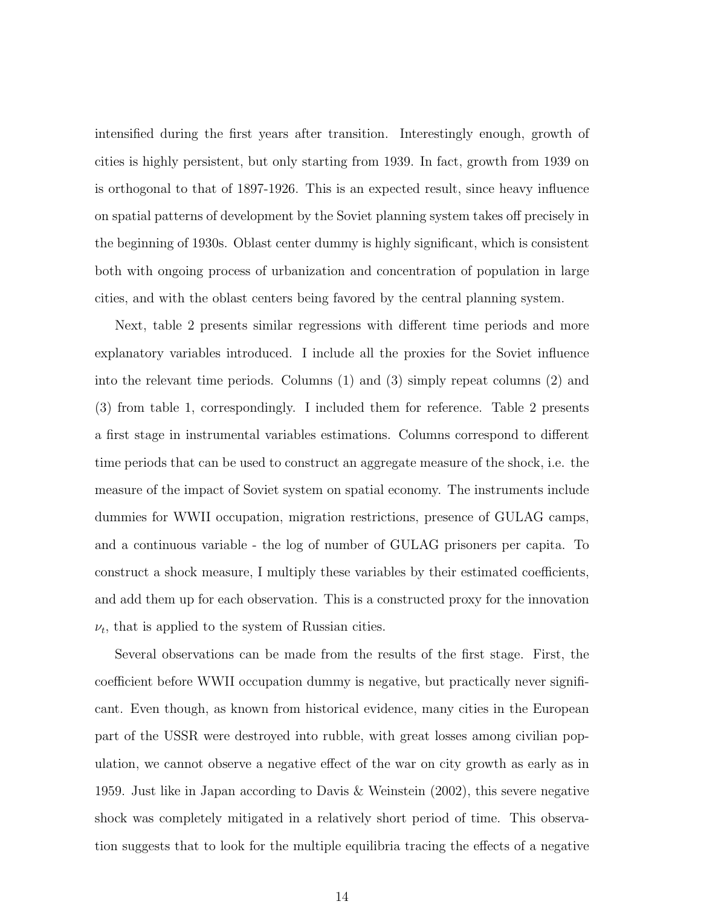intensified during the first years after transition. Interestingly enough, growth of cities is highly persistent, but only starting from 1939. In fact, growth from 1939 on is orthogonal to that of 1897-1926. This is an expected result, since heavy influence on spatial patterns of development by the Soviet planning system takes off precisely in the beginning of 1930s. Oblast center dummy is highly significant, which is consistent both with ongoing process of urbanization and concentration of population in large cities, and with the oblast centers being favored by the central planning system.

Next, table 2 presents similar regressions with different time periods and more explanatory variables introduced. I include all the proxies for the Soviet influence into the relevant time periods. Columns (1) and (3) simply repeat columns (2) and (3) from table 1, correspondingly. I included them for reference. Table 2 presents a first stage in instrumental variables estimations. Columns correspond to different time periods that can be used to construct an aggregate measure of the shock, i.e. the measure of the impact of Soviet system on spatial economy. The instruments include dummies for WWII occupation, migration restrictions, presence of GULAG camps, and a continuous variable - the log of number of GULAG prisoners per capita. To construct a shock measure, I multiply these variables by their estimated coefficients, and add them up for each observation. This is a constructed proxy for the innovation $\nu_t$, that is applied to the system of Russian cities.

Several observations can be made from the results of the first stage. First, the coefficient before WWII occupation dummy is negative, but practically never significant. Even though, as known from historical evidence, many cities in the European part of the USSR were destroyed into rubble, with great losses among civilian population, we cannot observe a negative effect of the war on city growth as early as in 1959. Just like in Japan according to Davis & Weinstein (2002), this severe negative shock was completely mitigated in a relatively short period of time. This observation suggests that to look for the multiple equilibria tracing the effects of a negative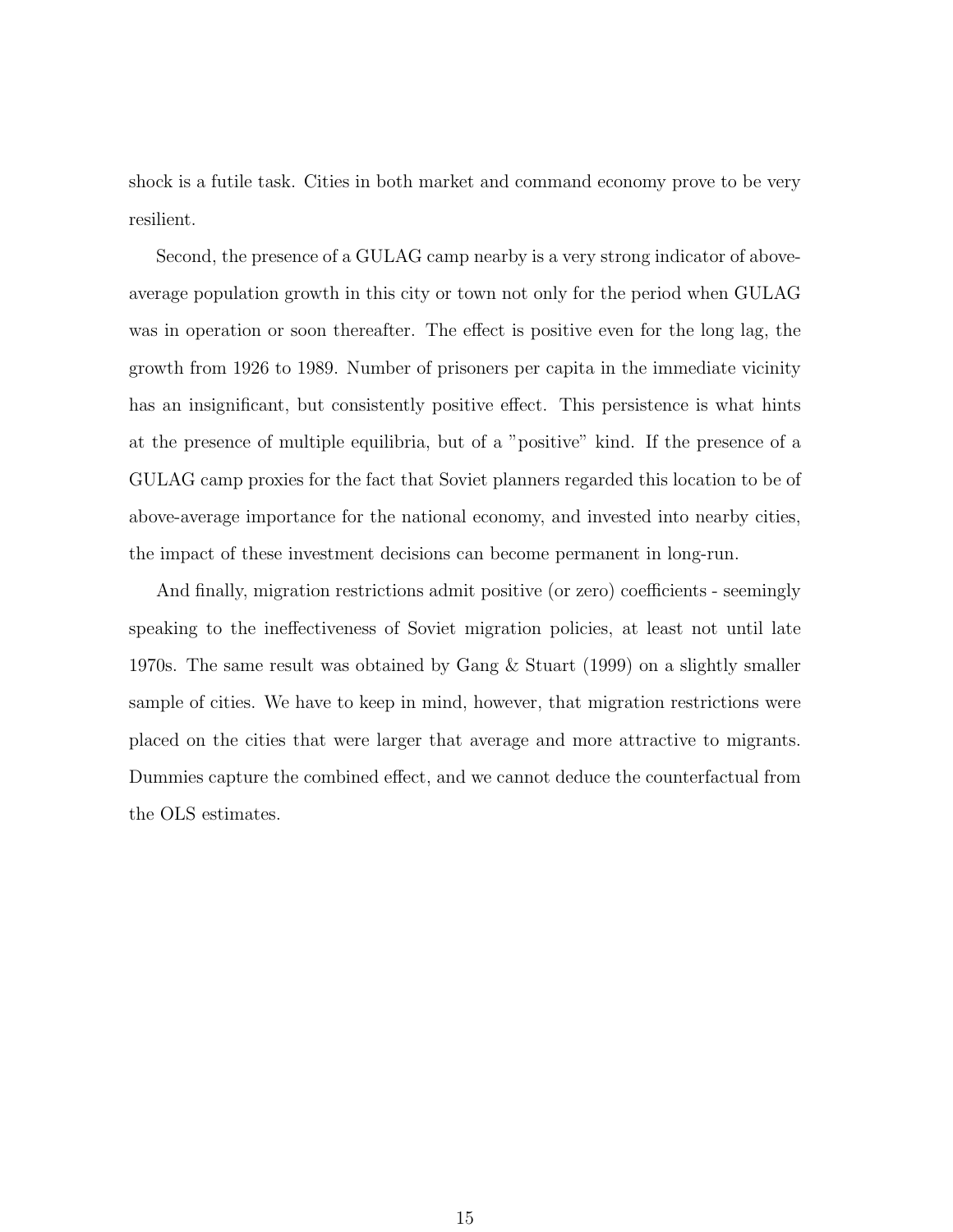shock is a futile task. Cities in both market and command economy prove to be very resilient.

Second, the presence of a GULAG camp nearby is a very strong indicator of above-average population growth in this city or town not only for the period when GULAG was in operation or soon thereafter. The effect is positive even for the long lag, the growth from 1926 to 1989. Number of prisoners per capita in the immediate vicinity has an insignificant, but consistently positive effect. This persistence is what hints at the presence of multiple equilibria, but of a "positive" kind. If the presence of a GULAG camp proxies for the fact that Soviet planners regarded this location to be of above-average importance for the national economy, and invested into nearby cities, the impact of these investment decisions can become permanent in long-run.

And finally, migration restrictions admit positive (or zero) coefficients - seemingly speaking to the ineffectiveness of Soviet migration policies, at least not until late 1970s. The same result was obtained by Gang & Stuart (1999) on a slightly smaller sample of cities. We have to keep in mind, however, that migration restrictions were placed on the cities that were larger that average and more attractive to migrants. Dummies capture the combined effect, and we cannot deduce the counterfactual from the OLS estimates.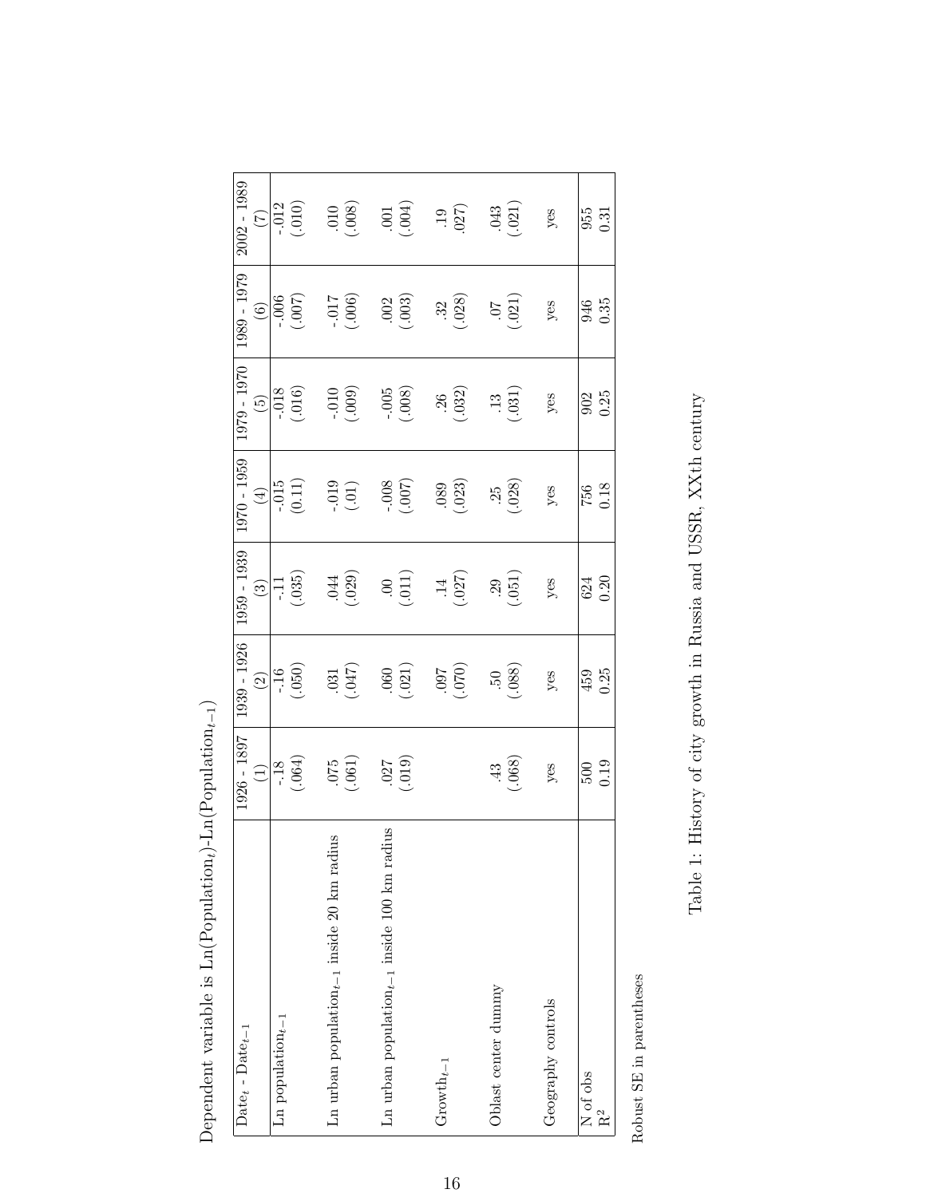Dependent variable is Ln(Population$_t$)-Ln(Population$_{t-1}$)

| Date$_t$ - Date$_{t-1}$ | 1926 - 1897 (1) | 1939 - 1926 (2) | 1959 - 1939 (3) | 1970 - 1959 (4) | 1979 - 1970 (5) | 1989 - 1979 (6) | 2002 - 1989 (7) |
|---|---|---|---|---|---|---|---|
| Ln population$_{t-1}$ | -.18 | -.16 | -.11 | -.015 | -.018 | -.006 | -.012 |
| | (.064) | (.050) | (.035) | (0.11) | (.016) | (.007) | (.010) |
| Ln urban population$_{t-1}$ inside 20 km radius | .075 | .031 | .044 | -.019 | -.010 | -.017 | .010 |
| | (.061) | (.047) | (.029) | (.01) | (.009) | (.006) | (.008) |
| Ln urban population$_{t-1}$ inside 100 km radius | .027 | .060 | .00 | -.008 | -.005 | .002 | .001 |
| | (.019) | (.021) | (.011) | (.007) | (.008) | (.003) | (.004) |
| Growth$_{t-1}$ | | .097 | .14 | .089 | .26 | .32 | .19 |
| | | (.070) | (.027) | (.023) | (.032) | (.028) | .027) |
| Oblast center dummy | .43 | .50 | .29 | .25 | .13 | .07 | .043 |
| | (.068) | (.088) | (.051) | (.028) | (.031) | (.021) | (.021) |
| Geography controls | yes | yes | yes | yes | yes | yes | yes |
| N of obs | 500 | 459 | 624 | 756 | 902 | 946 | 955 |
| $R^2$ | 0.19 | 0.25 | 0.20 | 0.18 | 0.25 | 0.35 | 0.31 |

Robust SE in parentheses

Table 1: History of city growth in Russia and USSR, XXth century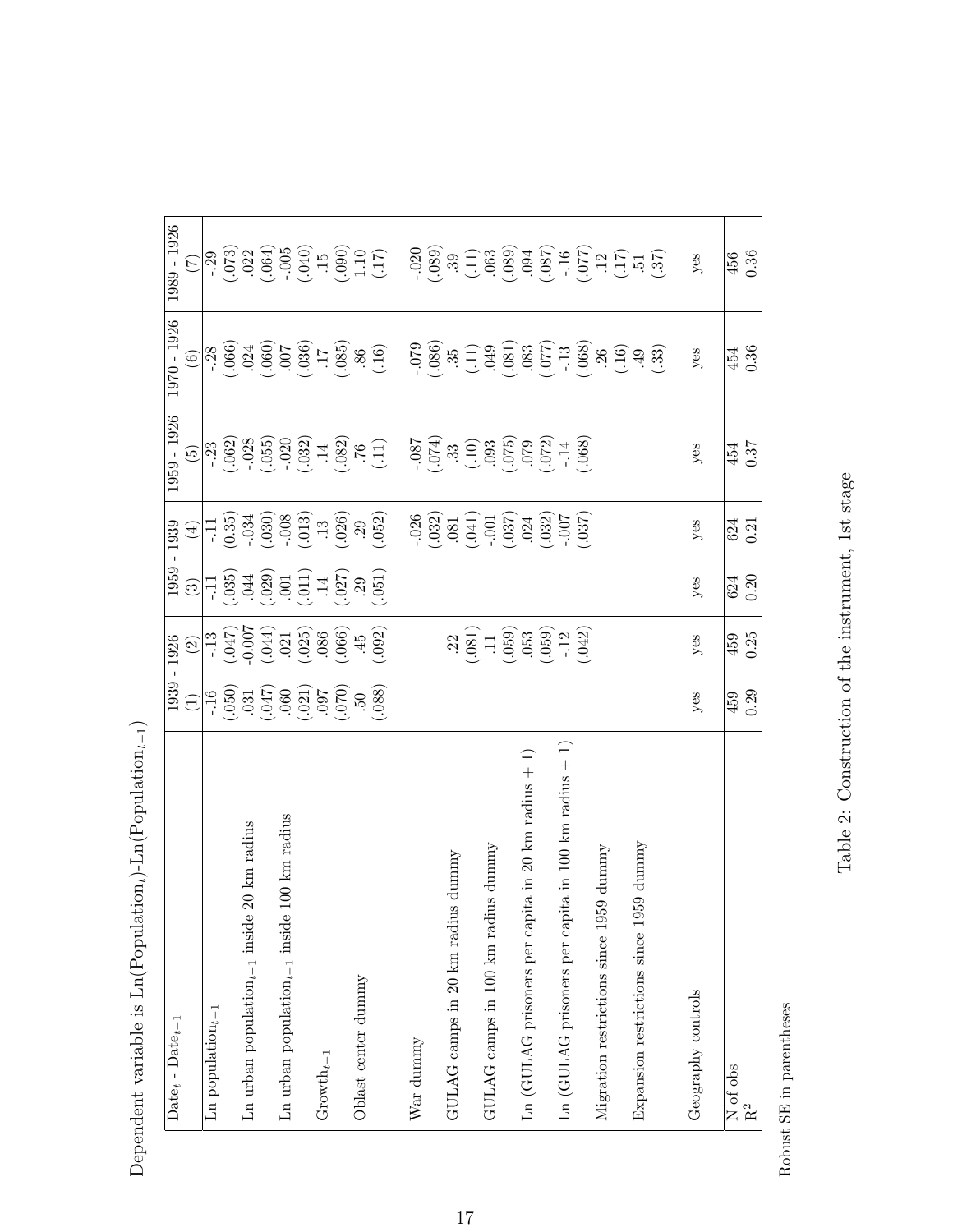Dependent variable is Ln(Population$_t$)-Ln(Population$_{t-1}$)

| Date$_t$ - Date$_{t-1}$ | 1939 - 1926 | | 1959 - 1939 | | 1959 - 1926 | 1970 - 1926 | 1989 - 1926 |
|---|---|---|---|---|---|---|---|
| | (1) | (2) | (3) | (4) | (5) | (6) | (7) |
| Ln population$_{t-1}$ | -.16 | -.13 | -.11 | -.11 | -.23 | -.28 | -.29 |
| | (.050) | (.047) | (.035) | (0.35) | (.062) | (.066) | (.073) |
| Ln urban population$_{t-1}$ inside 20 km radius | .031 | -0.007 | .044 | -.034 | -.028 | .024 | .022 |
| | (.047) | (.044) | (.029) | (.030) | (.055) | (.060) | (.064) |
| Ln urban population$_{t-1}$ inside 100 km radius | .060 | .021 | .001 | -.008 | -.020 | .007 | -.005 |
| | (.021) | (.025) | (.011) | (.013) | (.032) | (.036) | (.040) |
| Growth$_{t-1}$ | .097 | .086 | .14 | .13 | .14 | .17 | .15 |
| | (.070) | (.066) | (.027) | (.026) | (.082) | (.085) | (.090) |
| Oblast center dummy | .50 | .45 | .29 | .29 | .76 | .86 | 1.10 |
| | (.088) | (.092) | (.051) | (.052) | (.11) | (.16) | (.17) |
| War dummy | | | | -.026 | -.087 | -.079 | -.020 |
| | | | | (.032) | (.074) | (.086) | (.089) |
| GULAG camps in 20 km radius dummy | | .22 | | .081 | .33 | .35 | .39 |
| | | (.081) | | (.041) | (.10) | (.11) | (.11) |
| GULAG camps in 100 km radius dummy | | .11 | | -.001 | .093 | .049 | .063 |
| | | (.059) | | (.037) | (.075) | (.081) | (.089) |
| Ln (GULAG prisoners per capita in 20 km radius + 1) | | .053 | | .024 | .079 | .083 | .094 |
| | | (.059) | | (.032) | (.072) | (.077) | (.087) |
| Ln (GULAG prisoners per capita in 100 km radius + 1) | | -.12 | | -.007 | -.14 | -.13 | -.16 |
| | | (.042) | | (.037) | (.068) | (.068) | (.077) |
| Migration restrictions since 1959 dummy | | | | | | .26 | .12 |
| | | | | | | (.16) | (.17) |
| Expansion restrictions since 1959 dummy | | | | | | .49 | .51 |
| | | | | | | (.33) | (.37) |
| Geography controls | yes | yes | yes | yes | yes | yes | yes |
| N of obs | 459 | 459 | 624 | 624 | 454 | 454 | 456 |
| $R^2$ | 0.29 | 0.25 | 0.20 | 0.21 | 0.37 | 0.36 | 0.36 |

Robust SE in parentheses

Table 2: Construction of the instrument, 1st stage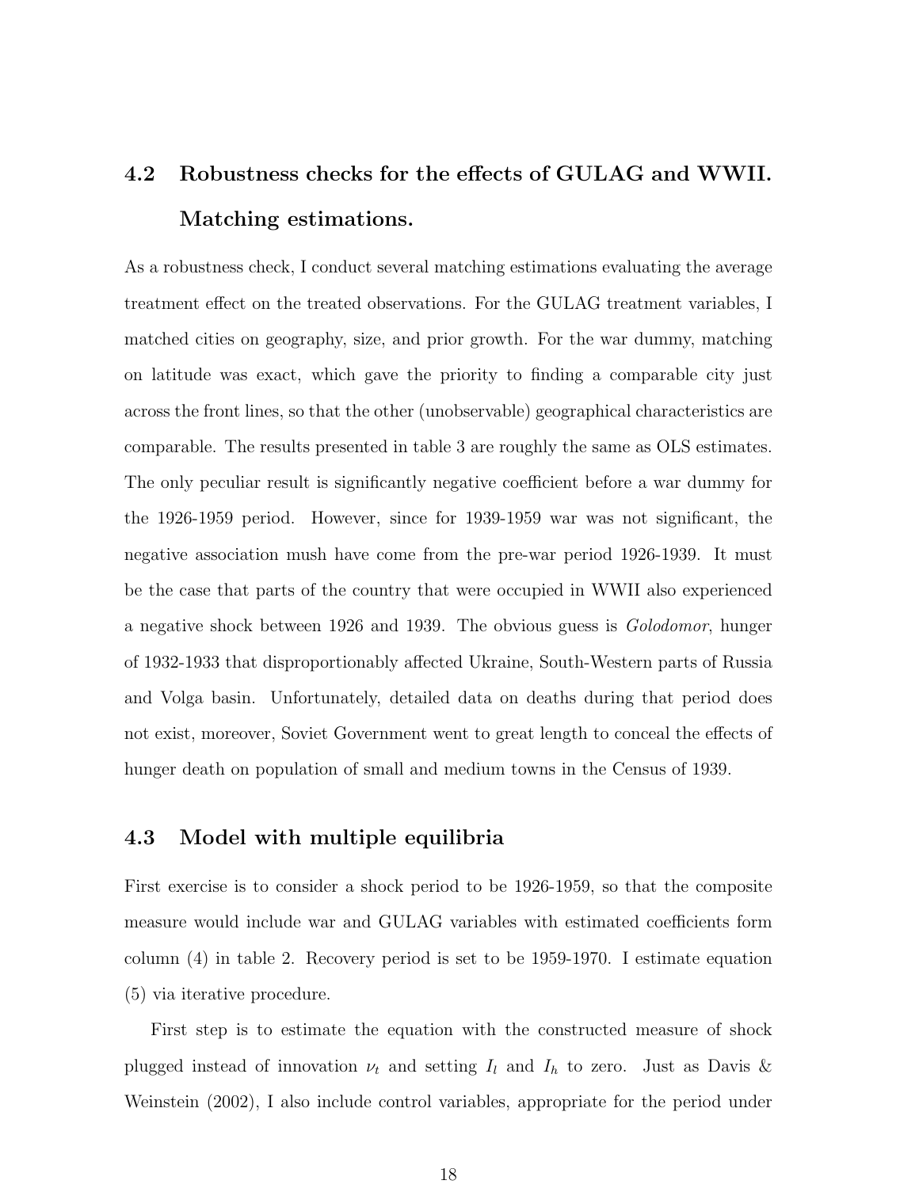## 4.2 Robustness checks for the effects of GULAG and WWII. Matching estimations.

As a robustness check, I conduct several matching estimations evaluating the average treatment effect on the treated observations. For the GULAG treatment variables, I matched cities on geography, size, and prior growth. For the war dummy, matching on latitude was exact, which gave the priority to finding a comparable city just across the front lines, so that the other (unobservable) geographical characteristics are comparable. The results presented in table 3 are roughly the same as OLS estimates. The only peculiar result is significantly negative coefficient before a war dummy for the 1926-1959 period. However, since for 1939-1959 war was not significant, the negative association mush have come from the pre-war period 1926-1939. It must be the case that parts of the country that were occupied in WWII also experienced a negative shock between 1926 and 1939. The obvious guess is *Golodomor*, hunger of 1932-1933 that disproportionably affected Ukraine, South-Western parts of Russia and Volga basin. Unfortunately, detailed data on deaths during that period does not exist, moreover, Soviet Government went to great length to conceal the effects of hunger death on population of small and medium towns in the Census of 1939.

## 4.3 Model with multiple equilibria

First exercise is to consider a shock period to be 1926-1959, so that the composite measure would include war and GULAG variables with estimated coefficients form column (4) in table 2. Recovery period is set to be 1959-1970. I estimate equation (5) via iterative procedure.

First step is to estimate the equation with the constructed measure of shock plugged instead of innovation $\nu_t$ and setting $I_l$ and $I_h$ to zero. Just as Davis & Weinstein (2002), I also include control variables, appropriate for the period under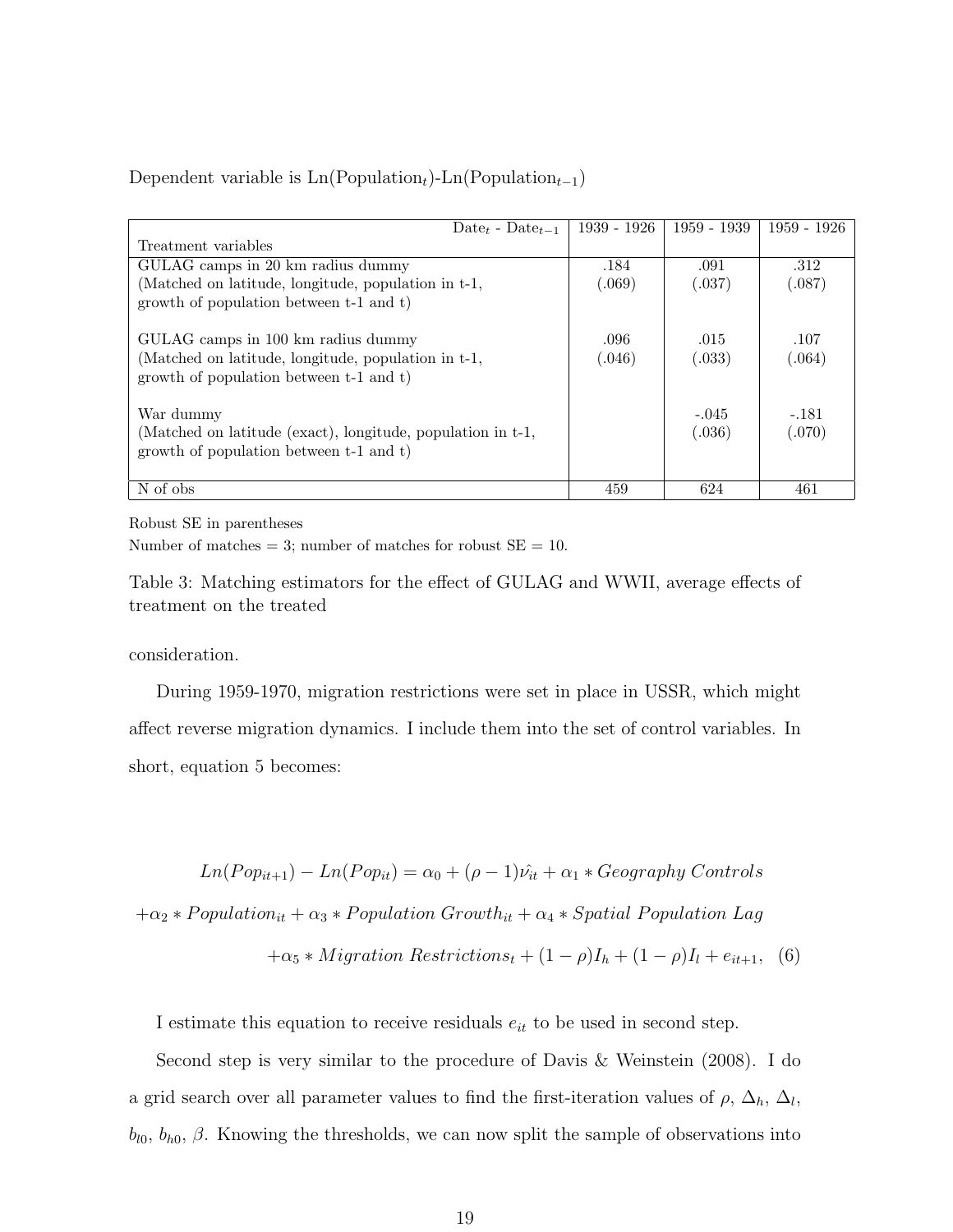Dependent variable is Ln(Population$_t$)-Ln(Population$_{t-1}$)

| Date$_t$ - Date$_{t-1}$ <br> Treatment variables | 1939 - 1926 | 1959 - 1939 | 1959 - 1926 |
|---|---|---|---|
| GULAG camps in 20 km radius dummy <br> (Matched on latitude, longitude, population in t-1, growth of population between t-1 and t) | .184 <br> (.069) | .091 <br> (.037) | .312 <br> (.087) |
| GULAG camps in 100 km radius dummy <br> (Matched on latitude, longitude, population in t-1, growth of population between t-1 and t) | .096 <br> (.046) | .015 <br> (.033) | .107 <br> (.064) |
| War dummy <br> (Matched on latitude (exact), longitude, population in t-1, growth of population between t-1 and t) | | -.045 <br> (.036) | -.181 <br> (.070) |
| N of obs | 459 | 624 | 461 |

Robust SE in parentheses

Number of matches = 3; number of matches for robust SE = 10.

Table 3: Matching estimators for the effect of GULAG and WWII, average effects of treatment on the treated

consideration.

During 1959-1970, migration restrictions were set in place in USSR, which might affect reverse migration dynamics. I include them into the set of control variables. In short, equation 5 becomes:

$$Ln(Pop_{it+1}) - Ln(Pop_{it}) = \alpha_0 + (\rho - 1)\hat{\nu_{it}} + \alpha_1 * Geography\ Controls$$
$$+\alpha_2 * Population_{it} + \alpha_3 * Population\ Growth_{it} + \alpha_4 * Spatial\ Population\ Lag$$
$$+\alpha_5 * Migration\ Restrictions_t + (1-\rho)I_h + (1-\rho)I_l + e_{it+1}, \quad (6)$$

I estimate this equation to receive residuals $e_{it}$ to be used in second step.

Second step is very similar to the procedure of Davis & Weinstein (2008). I do a grid search over all parameter values to find the first-iteration values of $\rho$, $\Delta_h$, $\Delta_l$, $b_{l0}$, $b_{h0}$, $\beta$. Knowing the thresholds, we can now split the sample of observations into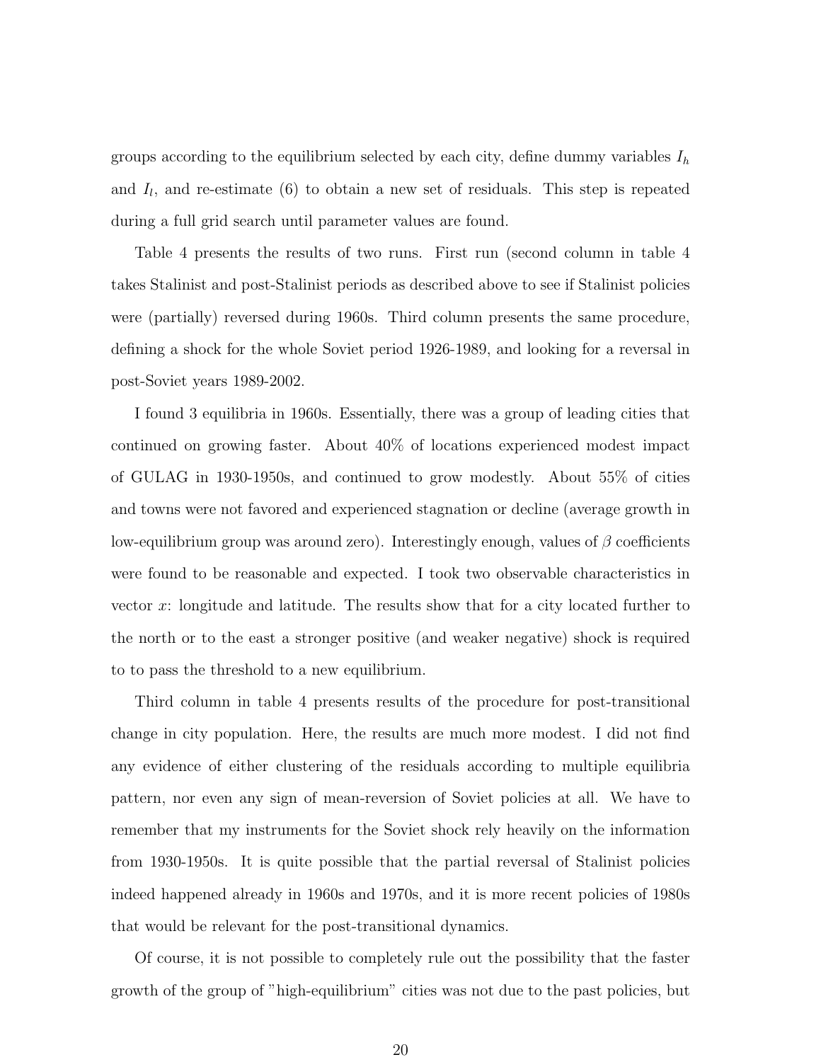groups according to the equilibrium selected by each city, define dummy variables $I_h$ and $I_l$, and re-estimate (6) to obtain a new set of residuals. This step is repeated during a full grid search until parameter values are found.

Table 4 presents the results of two runs. First run (second column in table 4 takes Stalinist and post-Stalinist periods as described above to see if Stalinist policies were (partially) reversed during 1960s. Third column presents the same procedure, defining a shock for the whole Soviet period 1926-1989, and looking for a reversal in post-Soviet years 1989-2002.

I found 3 equilibria in 1960s. Essentially, there was a group of leading cities that continued on growing faster. About 40% of locations experienced modest impact of GULAG in 1930-1950s, and continued to grow modestly. About 55% of cities and towns were not favored and experienced stagnation or decline (average growth in low-equilibrium group was around zero). Interestingly enough, values of $\beta$ coefficients were found to be reasonable and expected. I took two observable characteristics in vector $x$: longitude and latitude. The results show that for a city located further to the north or to the east a stronger positive (and weaker negative) shock is required to to pass the threshold to a new equilibrium.

Third column in table 4 presents results of the procedure for post-transitional change in city population. Here, the results are much more modest. I did not find any evidence of either clustering of the residuals according to multiple equilibria pattern, nor even any sign of mean-reversion of Soviet policies at all. We have to remember that my instruments for the Soviet shock rely heavily on the information from 1930-1950s. It is quite possible that the partial reversal of Stalinist policies indeed happened already in 1960s and 1970s, and it is more recent policies of 1980s that would be relevant for the post-transitional dynamics.

Of course, it is not possible to completely rule out the possibility that the faster growth of the group of "high-equilibrium" cities was not due to the past policies, but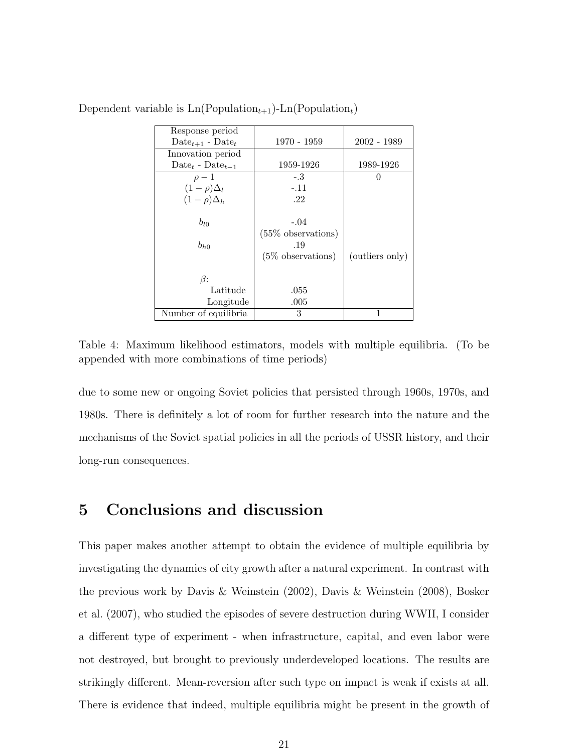Dependent variable is Ln(Population$_{t+1}$)-Ln(Population$_t$)

| Response period Date$_{t+1}$ - Date$_t$ | 1970 - 1959 | 2002 - 1989 |
|---|---|---|
| Innovation period Date$_t$ - Date$_{t-1}$ | 1959-1926 | 1989-1926 |
| $\rho - 1$ | -.3 | 0 |
| $(1-\rho)\Delta_l$ | -.11 | |
| $(1-\rho)\Delta_h$ | .22 | |
| $b_{l0}$ | -.04 (55% observations) | |
| $b_{h0}$ | .19 (5% observations) | (outliers only) |
| $\beta$: | | |
| Latitude | .055 | |
| Longitude | .005 | |
| Number of equilibria | 3 | 1 |

Table 4: Maximum likelihood estimators, models with multiple equilibria. (To be appended with more combinations of time periods)

due to some new or ongoing Soviet policies that persisted through 1960s, 1970s, and 1980s. There is definitely a lot of room for further research into the nature and the mechanisms of the Soviet spatial policies in all the periods of USSR history, and their long-run consequences.

# 5 Conclusions and discussion

This paper makes another attempt to obtain the evidence of multiple equilibria by investigating the dynamics of city growth after a natural experiment. In contrast with the previous work by Davis & Weinstein (2002), Davis & Weinstein (2008), Bosker et al. (2007), who studied the episodes of severe destruction during WWII, I consider a different type of experiment - when infrastructure, capital, and even labor were not destroyed, but brought to previously underdeveloped locations. The results are strikingly different. Mean-reversion after such type on impact is weak if exists at all. There is evidence that indeed, multiple equilibria might be present in the growth of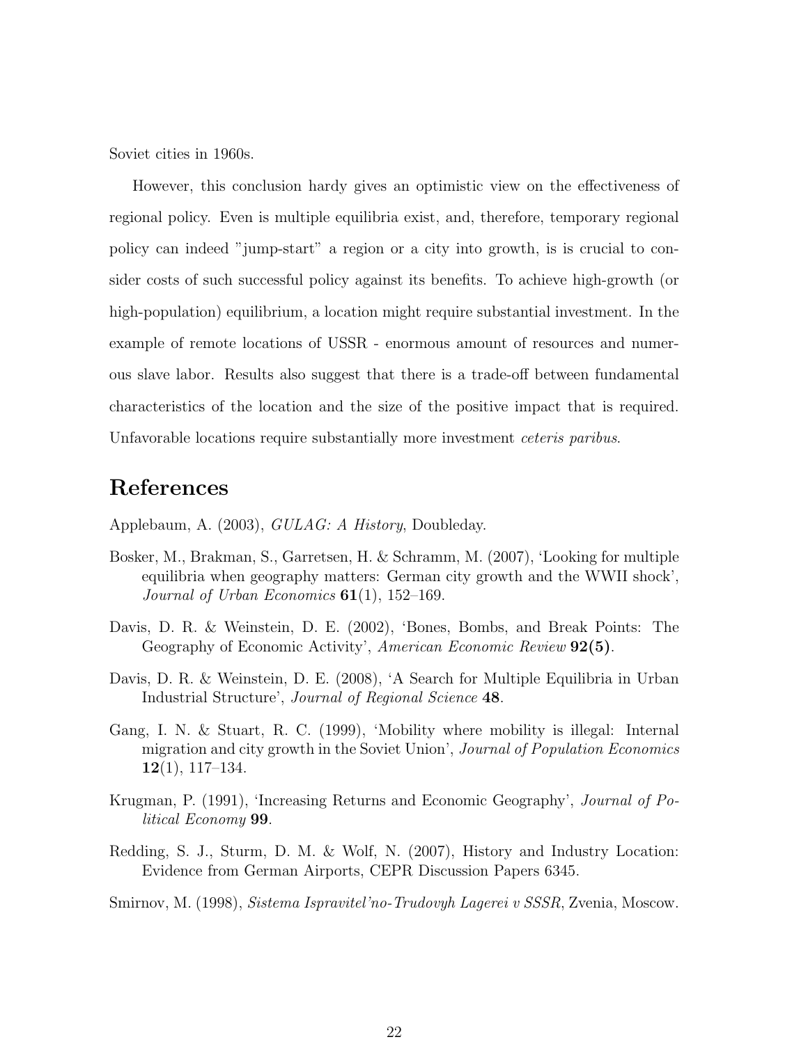Soviet cities in 1960s.

However, this conclusion hardy gives an optimistic view on the effectiveness of regional policy. Even is multiple equilibria exist, and, therefore, temporary regional policy can indeed "jump-start" a region or a city into growth, is is crucial to consider costs of such successful policy against its benefits. To achieve high-growth (or high-population) equilibrium, a location might require substantial investment. In the example of remote locations of USSR - enormous amount of resources and numerous slave labor. Results also suggest that there is a trade-off between fundamental characteristics of the location and the size of the positive impact that is required. Unfavorable locations require substantially more investment *ceteris paribus*.

# References

Applebaum, A. (2003), *GULAG: A History*, Doubleday.

Bosker, M., Brakman, S., Garretsen, H. & Schramm, M. (2007), 'Looking for multiple equilibria when geography matters: German city growth and the WWII shock', *Journal of Urban Economics* **61**(1), 152–169.

Davis, D. R. & Weinstein, D. E. (2002), 'Bones, Bombs, and Break Points: The Geography of Economic Activity', *American Economic Review* **92(5)**.

Davis, D. R. & Weinstein, D. E. (2008), 'A Search for Multiple Equilibria in Urban Industrial Structure', *Journal of Regional Science* **48**.

Gang, I. N. & Stuart, R. C. (1999), 'Mobility where mobility is illegal: Internal migration and city growth in the Soviet Union', *Journal of Population Economics* **12**(1), 117–134.

Krugman, P. (1991), 'Increasing Returns and Economic Geography', *Journal of Political Economy* **99**.

Redding, S. J., Sturm, D. M. & Wolf, N. (2007), History and Industry Location: Evidence from German Airports, CEPR Discussion Papers 6345.

Smirnov, M. (1998), *Sistema Ispravitel'no-Trudovyh Lagerei v SSSR*, Zvenia, Moscow.